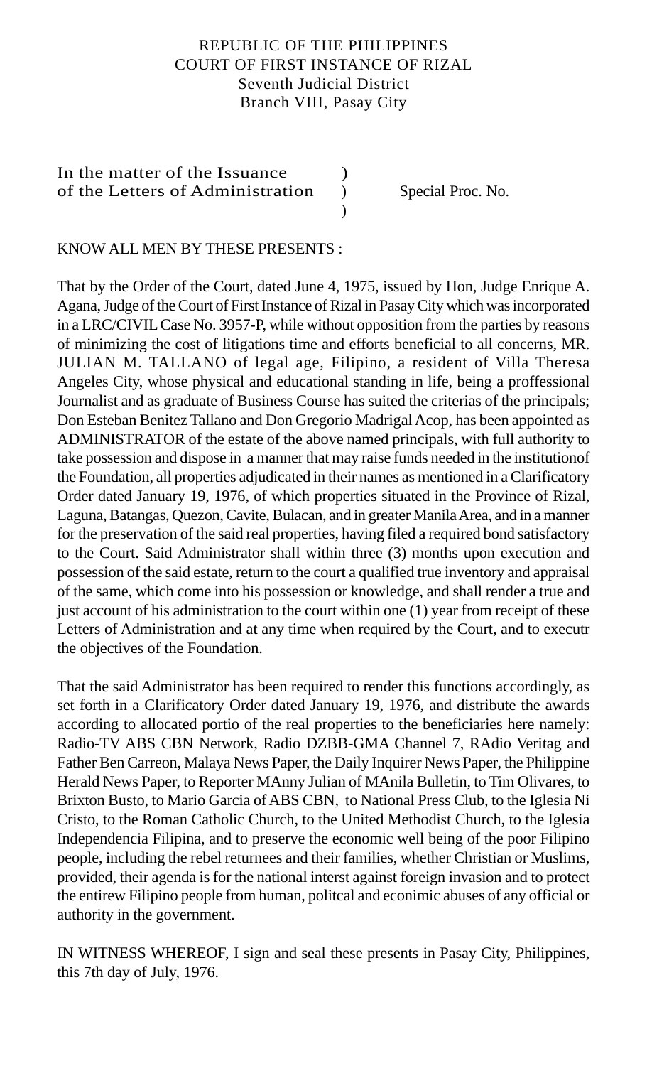REPUBLIC OF THE PHILIPPINES
COURT OF FIRST INSTANCE OF RIZAL
Seventh Judicial District
Branch VIII, Pasay City

In the matter of the Issuance )
of the Letters of Administration ) Special Proc. No.
)

KNOW ALL MEN BY THESE PRESENTS :

That by the Order of the Court, dated June 4, 1975, issued by Hon, Judge Enrique A. Agana, Judge of the Court of First Instance of Rizal in Pasay City which was incorporated in a LRC/CIVIL Case No. 3957-P, while without opposition from the parties by reasons of minimizing the cost of litigations time and efforts beneficial to all concerns, MR. JULIAN M. TALLANO of legal age, Filipino, a resident of Villa Theresa Angeles City, whose physical and educational standing in life, being a proffessional Journalist and as graduate of Business Course has suited the criterias of the principals; Don Esteban Benitez Tallano and Don Gregorio Madrigal Acop, has been appointed as ADMINISTRATOR of the estate of the above named principals, with full authority to take possession and dispose in a manner that may raise funds needed in the institutionof the Foundation, all properties adjudicated in their names as mentioned in a Clarificatory Order dated January 19, 1976, of which properties situated in the Province of Rizal, Laguna, Batangas, Quezon, Cavite, Bulacan, and in greater Manila Area, and in a manner for the preservation of the said real properties, having filed a required bond satisfactory to the Court. Said Administrator shall within three (3) months upon execution and possession of the said estate, return to the court a qualified true inventory and appraisal of the same, which come into his possession or knowledge, and shall render a true and just account of his administration to the court within one (1) year from receipt of these Letters of Administration and at any time when required by the Court, and to executr the objectives of the Foundation.

That the said Administrator has been required to render this functions accordingly, as set forth in a Clarificatory Order dated January 19, 1976, and distribute the awards according to allocated portio of the real properties to the beneficiaries here namely: Radio-TV ABS CBN Network, Radio DZBB-GMA Channel 7, RAdio Veritag and Father Ben Carreon, Malaya News Paper, the Daily Inquirer News Paper, the Philippine Herald News Paper, to Reporter MAnny Julian of MAnila Bulletin, to Tim Olivares, to Brixton Busto, to Mario Garcia of ABS CBN, to National Press Club, to the Iglesia Ni Cristo, to the Roman Catholic Church, to the United Methodist Church, to the Iglesia Independencia Filipina, and to preserve the economic well being of the poor Filipino people, including the rebel returnees and their families, whether Christian or Muslims, provided, their agenda is for the national interst against foreign invasion and to protect the entirew Filipino people from human, politcal and econimic abuses of any official or authority in the government.

IN WITNESS WHEREOF, I sign and seal these presents in Pasay City, Philippines, this 7th day of July, 1976.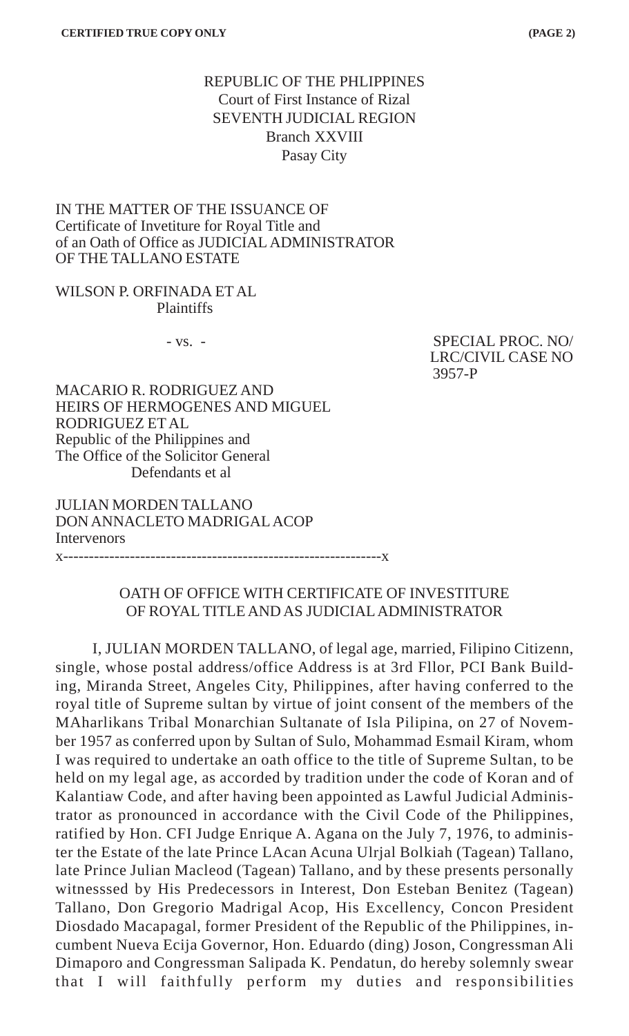REPUBLIC OF THE PHLIPPINES
Court of First Instance of Rizal
SEVENTH JUDICIAL REGION
Branch XXVIII
Pasay City

IN THE MATTER OF THE ISSUANCE OF
Certificate of Invetiture for Royal Title and
of an Oath of Office as JUDICIAL ADMINISTRATOR
OF THE TALLANO ESTATE

WILSON P. ORFINADA ET AL
Plaintiffs

- vs. -

SPECIAL PROC. NO/
LRC/CIVIL CASE NO
3957-P

MACARIO R. RODRIGUEZ AND
HEIRS OF HERMOGENES AND MIGUEL
RODRIGUEZ ET AL
Republic of the Philippines and
The Office of the Solicitor General
Defendants et al

JULIAN MORDEN TALLANO
DON ANNACLETO MADRIGAL ACOP
Intervenors
x-------------------------------------------------------------x

OATH OF OFFICE WITH CERTIFICATE OF INVESTITURE
OF ROYAL TITLE AND AS JUDICIAL ADMINISTRATOR

I, JULIAN MORDEN TALLANO, of legal age, married, Filipino Citizenn, single, whose postal address/office Address is at 3rd Fllor, PCI Bank Building, Miranda Street, Angeles City, Philippines, after having conferred to the royal title of Supreme sultan by virtue of joint consent of the members of the MAharlikans Tribal Monarchian Sultanate of Isla Pilipina, on 27 of November 1957 as conferred upon by Sultan of Sulo, Mohammad Esmail Kiram, whom I was required to undertake an oath office to the title of Supreme Sultan, to be held on my legal age, as accorded by tradition under the code of Koran and of Kalantiaw Code, and after having been appointed as Lawful Judicial Administrator as pronounced in accordance with the Civil Code of the Philippines, ratified by Hon. CFI Judge Enrique A. Agana on the July 7, 1976, to administer the Estate of the late Prince LAcan Acuna Ulrjal Bolkiah (Tagean) Tallano, late Prince Julian Macleod (Tagean) Tallano, and by these presents personally witnesssed by His Predecessors in Interest, Don Esteban Benitez (Tagean) Tallano, Don Gregorio Madrigal Acop, His Excellency, Concon President Diosdado Macapagal, former President of the Republic of the Philippines, incumbent Nueva Ecija Governor, Hon. Eduardo (ding) Joson, Congressman Ali Dimaporo and Congressman Salipada K. Pendatun, do hereby solemnly swear that I will faithfully perform my duties and responsibilities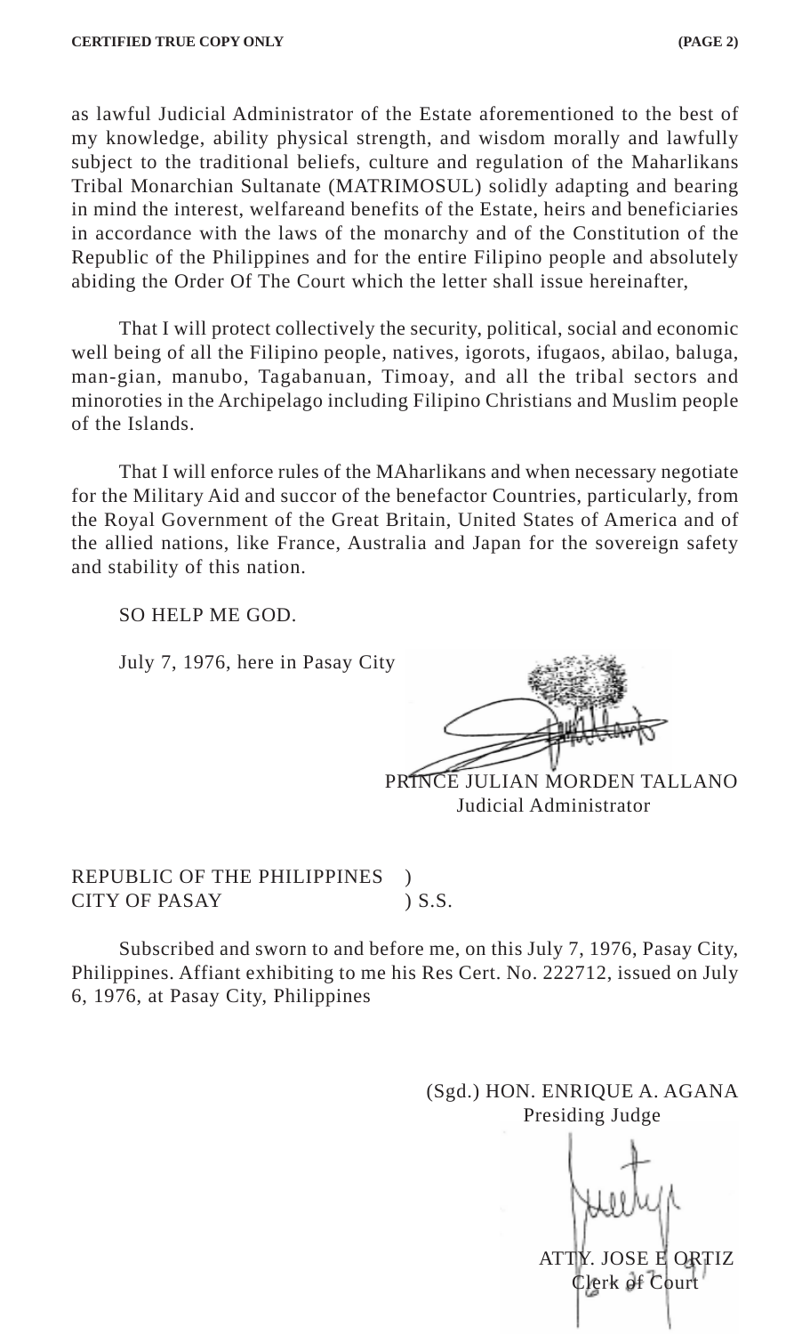as lawful Judicial Administrator of the Estate aforementioned to the best of my knowledge, ability physical strength, and wisdom morally and lawfully subject to the traditional beliefs, culture and regulation of the Maharlikans Tribal Monarchian Sultanate (MATRIMOSUL) solidly adapting and bearing in mind the interest, welfareand benefits of the Estate, heirs and beneficiaries in accordance with the laws of the monarchy and of the Constitution of the Republic of the Philippines and for the entire Filipino people and absolutely abiding the Order Of The Court which the letter shall issue hereinafter,

That I will protect collectively the security, political, social and economic well being of all the Filipino people, natives, igorots, ifugaos, abilao, baluga, man-gian, manubo, Tagabanuan, Timoay, and all the tribal sectors and minoroties in the Archipelago including Filipino Christians and Muslim people of the Islands.

That I will enforce rules of the MAharlikans and when necessary negotiate for the Military Aid and succor of the benefactor Countries, particularly, from the Royal Government of the Great Britain, United States of America and of the allied nations, like France, Australia and Japan for the sovereign safety and stability of this nation.

SO HELP ME GOD.

July 7, 1976, here in Pasay City

PRINCE JULIAN MORDEN TALLANO
Judicial Administrator

REPUBLIC OF THE PHILIPPINES )
CITY OF PASAY ) S.S.

Subscribed and sworn to and before me, on this July 7, 1976, Pasay City, Philippines. Affiant exhibiting to me his Res Cert. No. 222712, issued on July 6, 1976, at Pasay City, Philippines

(Sgd.) HON. ENRIQUE A. AGANA
Presiding Judge

ATTY. JOSE E ORTIZ
Clerk of Court